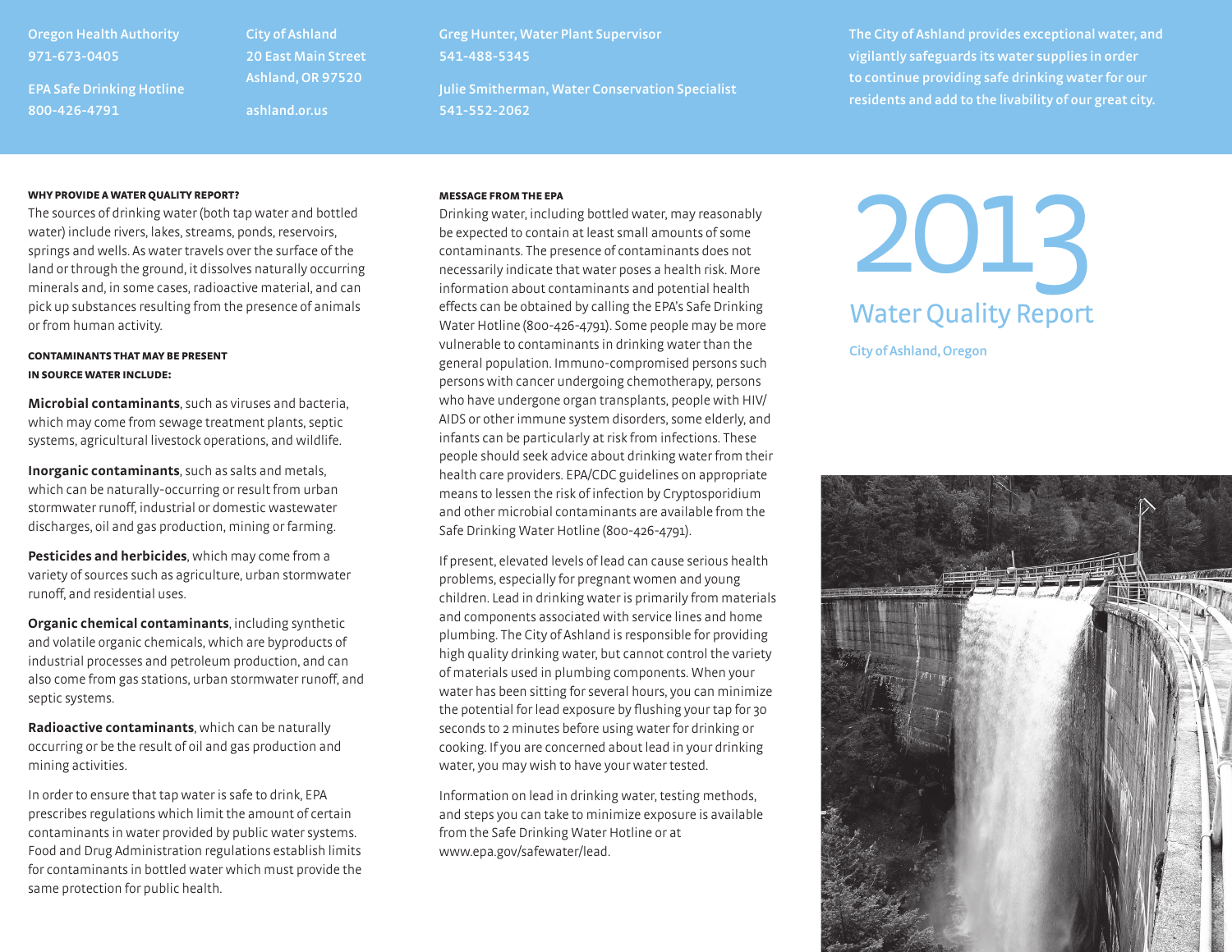Oregon Health Authority
971-673-0405

EPA Safe Drinking Hotline
800-426-4791

City of Ashland
20 East Main Street
Ashland, OR 97520

ashland.or.us

Greg Hunter, Water Plant Supervisor
541-488-5345

Julie Smitherman, Water Conservation Specialist
541-552-2062

The City of Ashland provides exceptional water, and vigilantly safeguards its water supplies in order to continue providing safe drinking water for our residents and add to the livability of our great city.

# 2013 Water Quality Report

City of Ashland, Oregon

#### WHY PROVIDE A WATER QUALITY REPORT?

The sources of drinking water (both tap water and bottled water) include rivers, lakes, streams, ponds, reservoirs, springs and wells. As water travels over the surface of the land or through the ground, it dissolves naturally occurring minerals and, in some cases, radioactive material, and can pick up substances resulting from the presence of animals or from human activity.

#### CONTAMINANTS THAT MAY BE PRESENT IN SOURCE WATER INCLUDE:

**Microbial contaminants**, such as viruses and bacteria, which may come from sewage treatment plants, septic systems, agricultural livestock operations, and wildlife.

**Inorganic contaminants**, such as salts and metals, which can be naturally-occurring or result from urban stormwater runoff, industrial or domestic wastewater discharges, oil and gas production, mining or farming.

**Pesticides and herbicides**, which may come from a variety of sources such as agriculture, urban stormwater runoff, and residential uses.

**Organic chemical contaminants**, including synthetic and volatile organic chemicals, which are byproducts of industrial processes and petroleum production, and can also come from gas stations, urban stormwater runoff, and septic systems.

**Radioactive contaminants**, which can be naturally occurring or be the result of oil and gas production and mining activities.

In order to ensure that tap water is safe to drink, EPA prescribes regulations which limit the amount of certain contaminants in water provided by public water systems. Food and Drug Administration regulations establish limits for contaminants in bottled water which must provide the same protection for public health.

#### MESSAGE FROM THE EPA

Drinking water, including bottled water, may reasonably be expected to contain at least small amounts of some contaminants. The presence of contaminants does not necessarily indicate that water poses a health risk. More information about contaminants and potential health effects can be obtained by calling the EPA's Safe Drinking Water Hotline (800-426-4791). Some people may be more vulnerable to contaminants in drinking water than the general population. Immuno-compromised persons such persons with cancer undergoing chemotherapy, persons who have undergone organ transplants, people with HIV/AIDS or other immune system disorders, some elderly, and infants can be particularly at risk from infections. These people should seek advice about drinking water from their health care providers. EPA/CDC guidelines on appropriate means to lessen the risk of infection by Cryptosporidium and other microbial contaminants are available from the Safe Drinking Water Hotline (800-426-4791).

If present, elevated levels of lead can cause serious health problems, especially for pregnant women and young children. Lead in drinking water is primarily from materials and components associated with service lines and home plumbing. The City of Ashland is responsible for providing high quality drinking water, but cannot control the variety of materials used in plumbing components. When your water has been sitting for several hours, you can minimize the potential for lead exposure by flushing your tap for 30 seconds to 2 minutes before using water for drinking or cooking. If you are concerned about lead in your drinking water, you may wish to have your water tested.

Information on lead in drinking water, testing methods, and steps you can take to minimize exposure is available from the Safe Drinking Water Hotline or at www.epa.gov/safewater/lead.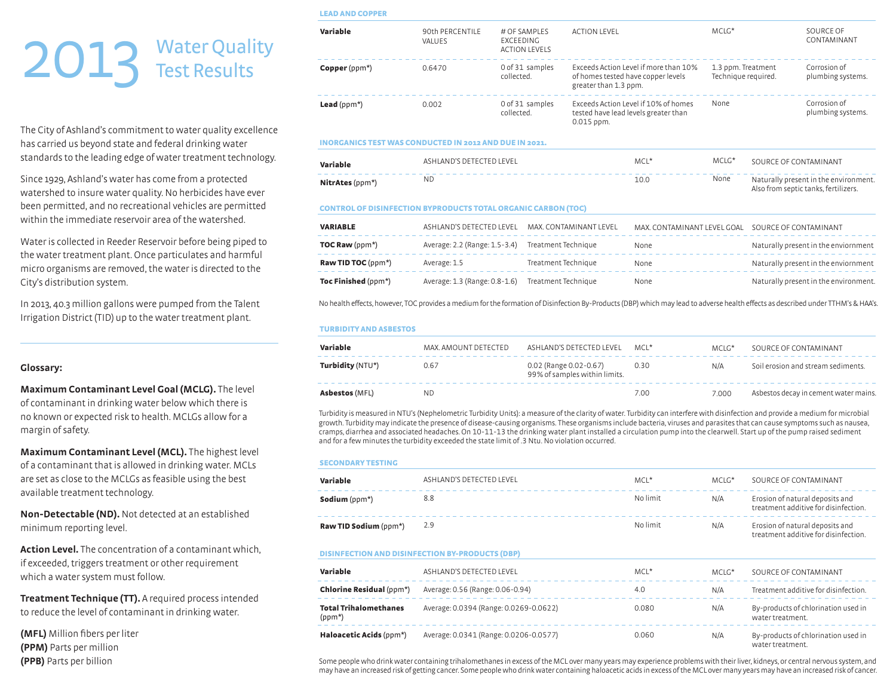# 2013 Water Quality Test Results

The City of Ashland's commitment to water quality excellence has carried us beyond state and federal drinking water standards to the leading edge of water treatment technology.

Since 1929, Ashland's water has come from a protected watershed to insure water quality. No herbicides have ever been permitted, and no recreational vehicles are permitted within the immediate reservoir area of the watershed.

Water is collected in Reeder Reservoir before being piped to the water treatment plant. Once particulates and harmful micro organisms are removed, the water is directed to the City's distribution system.

In 2013, 40.3 million gallons were pumped from the Talent Irrigation District (TID) up to the water treatment plant.

---

**Glossary:**

**Maximum Contaminant Level Goal (MCLG).** The level of contaminant in drinking water below which there is no known or expected risk to health. MCLGs allow for a margin of safety.

**Maximum Contaminant Level (MCL).** The highest level of a contaminant that is allowed in drinking water. MCLs are set as close to the MCLGs as feasible using the best available treatment technology.

**Non-Detectable (ND).** Not detected at an established minimum reporting level.

**Action Level.** The concentration of a contaminant which, if exceeded, triggers treatment or other requirement which a water system must follow.

**Treatment Technique (TT).** A required process intended to reduce the level of contaminant in drinking water.

**(MFL)** Million fibers per liter
**(PPM)** Parts per million
**(PPB)** Parts per billion

## LEAD AND COPPER

| Variable | 90th PERCENTILE VALUES | # OF SAMPLES EXCEEDING ACTION LEVELS | ACTION LEVEL | MCLG* | SOURCE OF CONTAMINANT |
|---|---|---|---|---|---|
| **Copper** (ppm*) | 0.6470 | 0 of 31 samples collected. | Exceeds Action Level if more than 10% of homes tested have copper levels greater than 1.3 ppm. | 1.3 ppm. Treatment Technique required. | Corrosion of plumbing systems. |
| **Lead** (ppm*) | 0.002 | 0 of 31 samples collected. | Exceeds Action Level if 10% of homes tested have lead levels greater than 0.015 ppm. | None | Corrosion of plumbing systems. |

## INORGANICS TEST WAS CONDUCTED IN 2012 AND DUE IN 2021.

| Variable | ASHLAND'S DETECTED LEVEL | MCL* | MCLG* | SOURCE OF CONTAMINANT |
|---|---|---|---|---|
| **NitrAtes** (ppm*) | ND | 10.0 | None | Naturally present in the environment. Also from septic tanks, fertilizers. |

## CONTROL OF DISINFECTION BYPRODUCTS TOTAL ORGANIC CARBON (TOC)

| VARIABLE | ASHLAND'S DETECTED LEVEL | MAX. CONTAMINANT LEVEL | MAX. CONTAMINANT LEVEL GOAL | SOURCE OF CONTAMINANT |
|---|---|---|---|---|
| **TOC Raw** (ppm*) | Average: 2.2 (Range: 1.5-3.4) | Treatment Technique | None | Naturally present in the enviornment |
| **Raw TID TOC** (ppm*) | Average: 1.5 | Treatment Technique | None | Naturally present in the enviornment |
| **Toc Finished** (ppm*) | Average: 1.3 (Range: 0.8-1.6) | Treatment Technique | None | Naturally present in the environment. |

No health effects, however, TOC provides a medium for the formation of Disinfection By-Products (DBP) which may lead to adverse health effects as described under TTHM's & HAA's.

## TURBIDITY AND ASBESTOS

| Variable | MAX. AMOUNT DETECTED | ASHLAND'S DETECTED LEVEL | MCL* | MCLG* | SOURCE OF CONTAMINANT |
|---|---|---|---|---|---|
| **Turbidity** (NTU*) | 0.67 | 0.02 (Range 0.02-0.67) 99% of samples within limits. | 0.30 | N/A | Soil erosion and stream sediments. |
| **Asbestos** (MFL) | ND | | 7.00 | 7.000 | Asbestos decay in cement water mains. |

Turbidity is measured in NTU's (Nephelometric Turbidity Units): a measure of the clarity of water. Turbidity can interfere with disinfection and provide a medium for microbial growth. Turbidity may indicate the presence of disease-causing organisms. These organisms include bacteria, viruses and parasites that can cause symptoms such as nausea, cramps, diarrhea and associated headaches. On 10-11-13 the drinking water plant installed a circulation pump into the clearwell. Start up of the pump raised sediment and for a few minutes the turbidity exceeded the state limit of .3 Ntu. No violation occurred.

## SECONDARY TESTING

| Variable | ASHLAND'S DETECTED LEVEL | MCL* | MCLG* | SOURCE OF CONTAMINANT |
|---|---|---|---|---|
| **Sodium** (ppm*) | 8.8 | No limit | N/A | Erosion of natural deposits and treatment additive for disinfection. |
| **Raw TID Sodium** (ppm*) | 2.9 | No limit | N/A | Erosion of natural deposits and treatment additive for disinfection. |

## DISINFECTION AND DISINFECTION BY-PRODUCTS (DBP)

| Variable | ASHLAND'S DETECTED LEVEL | MCL* | MCLG* | SOURCE OF CONTAMINANT |
|---|---|---|---|---|
| **Chlorine Residual** (ppm*) | Average: 0.56 (Range: 0.06-0.94) | 4.0 | N/A | Treatment additive for disinfection. |
| **Total Trihalomethanes** (ppm*) | Average: 0.0394 (Range: 0.0269-0.0622) | 0.080 | N/A | By-products of chlorination used in water treatment. |
| **Haloacetic Acids** (ppm*) | Average: 0.0341 (Range: 0.0206-0.0577) | 0.060 | N/A | By-products of chlorination used in water treatment. |

Some people who drink water containing trihalomethanes in excess of the MCL over many years may experience problems with their liver, kidneys, or central nervous system, and may have an increased risk of getting cancer. Some people who drink water containing haloacetic acids in excess of the MCL over many years may have an increased risk of getting cancer.